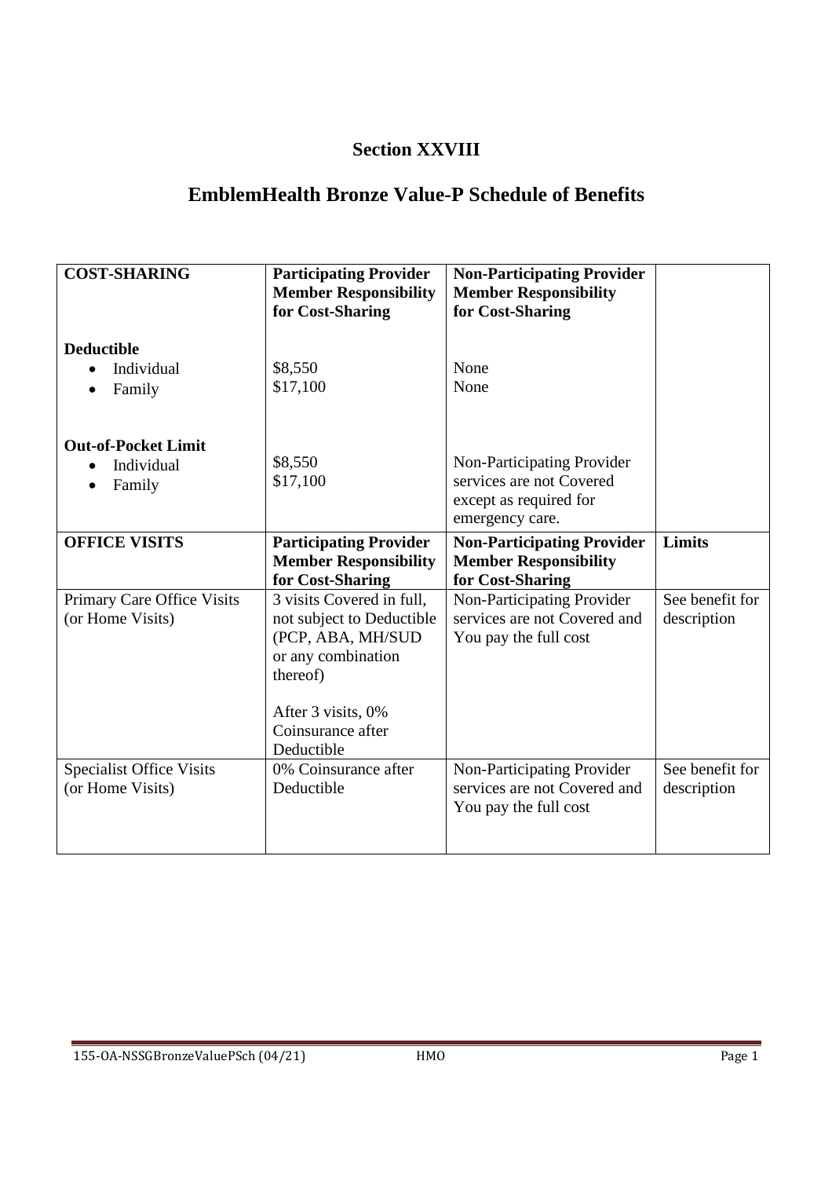# Section XXVIII

## EmblemHealth Bronze Value-P Schedule of Benefits

| COST-SHARING | Participating Provider Member Responsibility for Cost-Sharing | Non-Participating Provider Member Responsibility for Cost-Sharing | |
|---|---|---|---|
| **Deductible**<br>• Individual<br>• Family | <br>$8,550<br>$17,100 | <br>None<br>None | |
| **Out-of-Pocket Limit**<br>• Individual<br>• Family | <br>$8,550<br>$17,100 | Non-Participating Provider services are not Covered except as required for emergency care. | |
| **OFFICE VISITS** | **Participating Provider Member Responsibility for Cost-Sharing** | **Non-Participating Provider Member Responsibility for Cost-Sharing** | **Limits** |
| Primary Care Office Visits (or Home Visits) | 3 visits Covered in full, not subject to Deductible (PCP, ABA, MH/SUD or any combination thereof)<br><br>After 3 visits, 0% Coinsurance after Deductible | Non-Participating Provider services are not Covered and You pay the full cost | See benefit for description |
| Specialist Office Visits (or Home Visits) | 0% Coinsurance after Deductible | Non-Participating Provider services are not Covered and You pay the full cost | See benefit for description |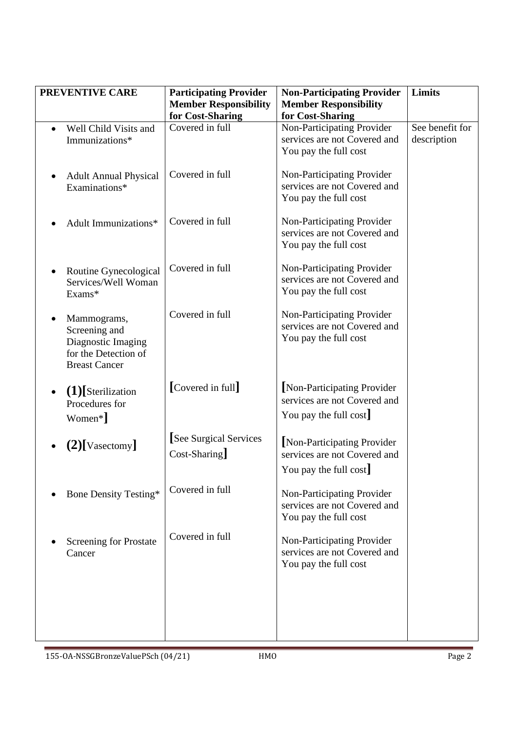| PREVENTIVE CARE | Participating Provider Member Responsibility for Cost-Sharing | Non-Participating Provider Member Responsibility for Cost-Sharing | Limits |
|---|---|---|---|
| • Well Child Visits and Immunizations* | Covered in full | Non-Participating Provider services are not Covered and You pay the full cost | See benefit for description |
| • Adult Annual Physical Examinations* | Covered in full | Non-Participating Provider services are not Covered and You pay the full cost | |
| • Adult Immunizations* | Covered in full | Non-Participating Provider services are not Covered and You pay the full cost | |
| • Routine Gynecological Services/Well Woman Exams* | Covered in full | Non-Participating Provider services are not Covered and You pay the full cost | |
| • Mammograms, Screening and Diagnostic Imaging for the Detection of Breast Cancer | Covered in full | Non-Participating Provider services are not Covered and You pay the full cost | |
| • **(1)**[Sterilization Procedures for Women*] | [Covered in full] | [Non-Participating Provider services are not Covered and You pay the full cost] | |
| • **(2)**[Vasectomy] | [See Surgical Services Cost-Sharing] | [Non-Participating Provider services are not Covered and You pay the full cost] | |
| • Bone Density Testing* | Covered in full | Non-Participating Provider services are not Covered and You pay the full cost | |
| • Screening for Prostate Cancer | Covered in full | Non-Participating Provider services are not Covered and You pay the full cost | |

155-OA-NSSGBronzeValuePSch (04/21) HMO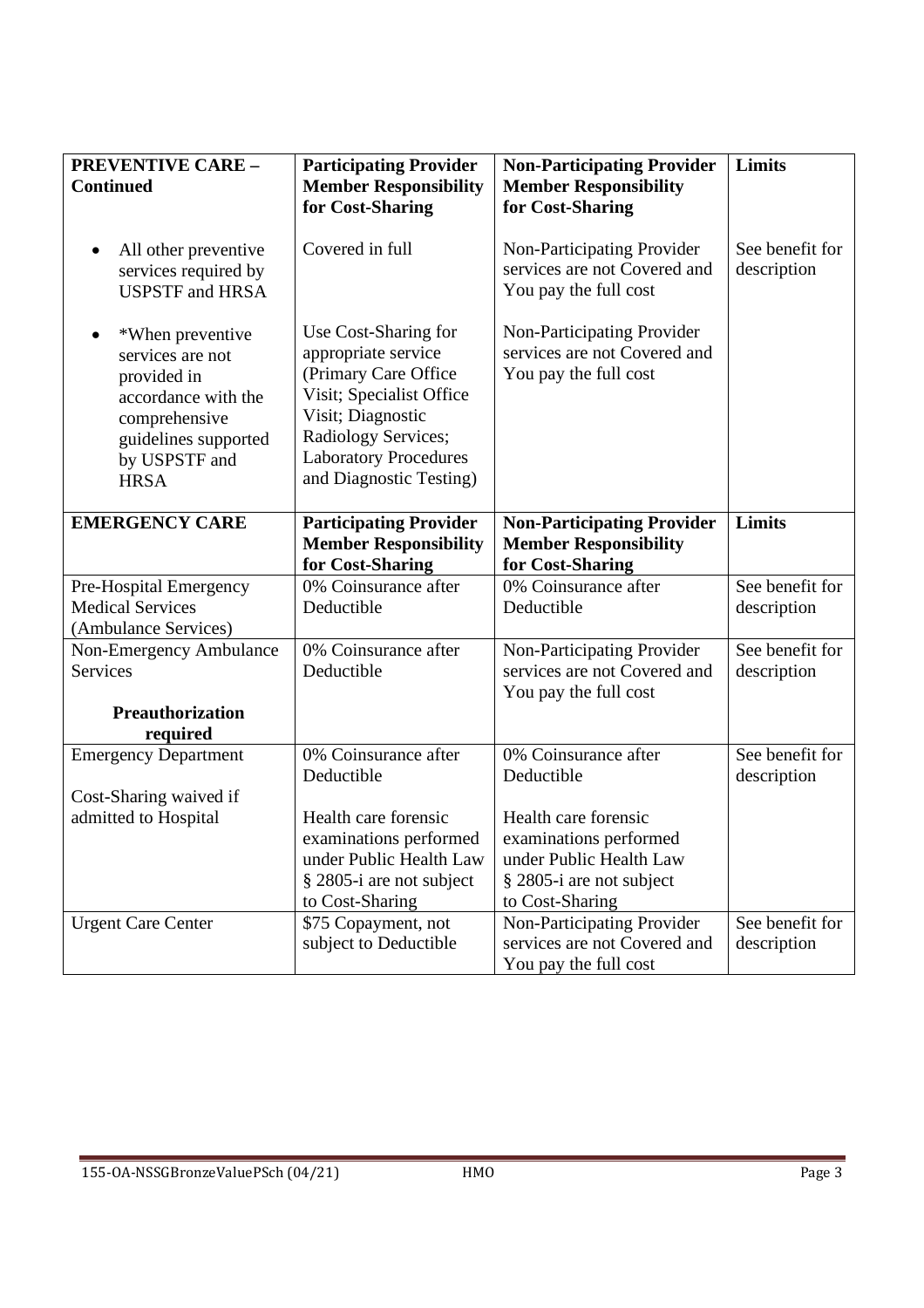| PREVENTIVE CARE – Continued | Participating Provider Member Responsibility for Cost-Sharing | Non-Participating Provider Member Responsibility for Cost-Sharing | Limits |
|---|---|---|---|
| • All other preventive services required by USPSTF and HRSA | Covered in full | Non-Participating Provider services are not Covered and You pay the full cost | See benefit for description |
| • *When preventive services are not provided in accordance with the comprehensive guidelines supported by USPSTF and HRSA | Use Cost-Sharing for appropriate service (Primary Care Office Visit; Specialist Office Visit; Diagnostic Radiology Services; Laboratory Procedures and Diagnostic Testing) | Non-Participating Provider services are not Covered and You pay the full cost | |
| **EMERGENCY CARE** | **Participating Provider Member Responsibility for Cost-Sharing** | **Non-Participating Provider Member Responsibility for Cost-Sharing** | **Limits** |
| Pre-Hospital Emergency Medical Services (Ambulance Services) | 0% Coinsurance after Deductible | 0% Coinsurance after Deductible | See benefit for description |
| Non-Emergency Ambulance Services<br><br>**Preauthorization required** | 0% Coinsurance after Deductible | Non-Participating Provider services are not Covered and You pay the full cost | See benefit for description |
| Emergency Department<br><br>Cost-Sharing waived if admitted to Hospital | 0% Coinsurance after Deductible<br><br>Health care forensic examinations performed under Public Health Law § 2805-i are not subject to Cost-Sharing | 0% Coinsurance after Deductible<br><br>Health care forensic examinations performed under Public Health Law § 2805-i are not subject to Cost-Sharing | See benefit for description |
| Urgent Care Center | $75 Copayment, not subject to Deductible | Non-Participating Provider services are not Covered and You pay the full cost | See benefit for description |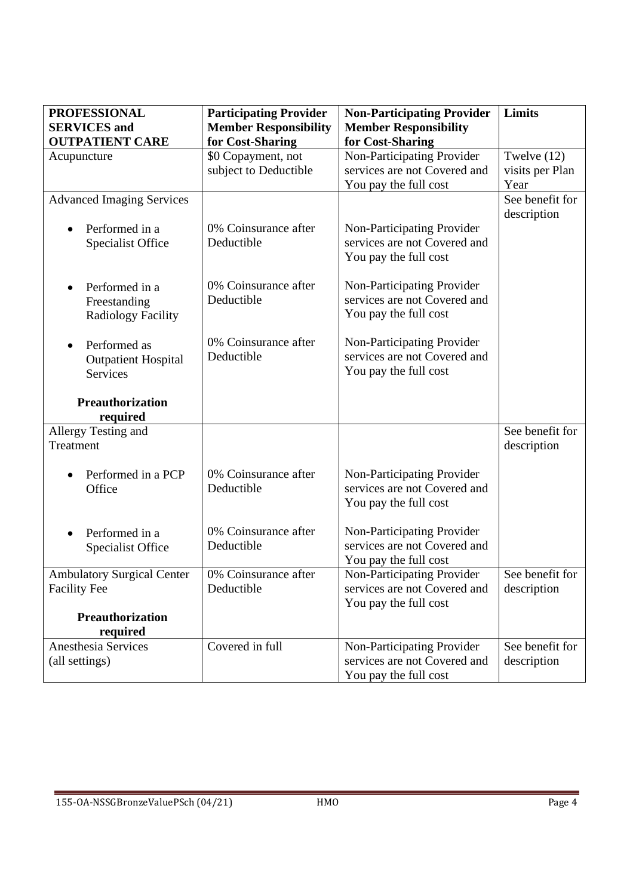| **PROFESSIONAL SERVICES and OUTPATIENT CARE** | **Participating Provider Member Responsibility for Cost-Sharing** | **Non-Participating Provider Member Responsibility for Cost-Sharing** | **Limits** |
|---|---|---|---|
| Acupuncture | $0 Copayment, not subject to Deductible | Non-Participating Provider services are not Covered and You pay the full cost | Twelve (12) visits per Plan Year |
| Advanced Imaging Services | | | See benefit for description |
| • Performed in a Specialist Office | 0% Coinsurance after Deductible | Non-Participating Provider services are not Covered and You pay the full cost | |
| • Performed in a Freestanding Radiology Facility | 0% Coinsurance after Deductible | Non-Participating Provider services are not Covered and You pay the full cost | |
| • Performed as Outpatient Hospital Services | 0% Coinsurance after Deductible | Non-Participating Provider services are not Covered and You pay the full cost | |
| **Preauthorization required** | | | |
| Allergy Testing and Treatment | | | See benefit for description |
| • Performed in a PCP Office | 0% Coinsurance after Deductible | Non-Participating Provider services are not Covered and You pay the full cost | |
| • Performed in a Specialist Office | 0% Coinsurance after Deductible | Non-Participating Provider services are not Covered and You pay the full cost | |
| Ambulatory Surgical Center Facility Fee<br><br>**Preauthorization required** | 0% Coinsurance after Deductible | Non-Participating Provider services are not Covered and You pay the full cost | See benefit for description |
| Anesthesia Services (all settings) | Covered in full | Non-Participating Provider services are not Covered and You pay the full cost | See benefit for description |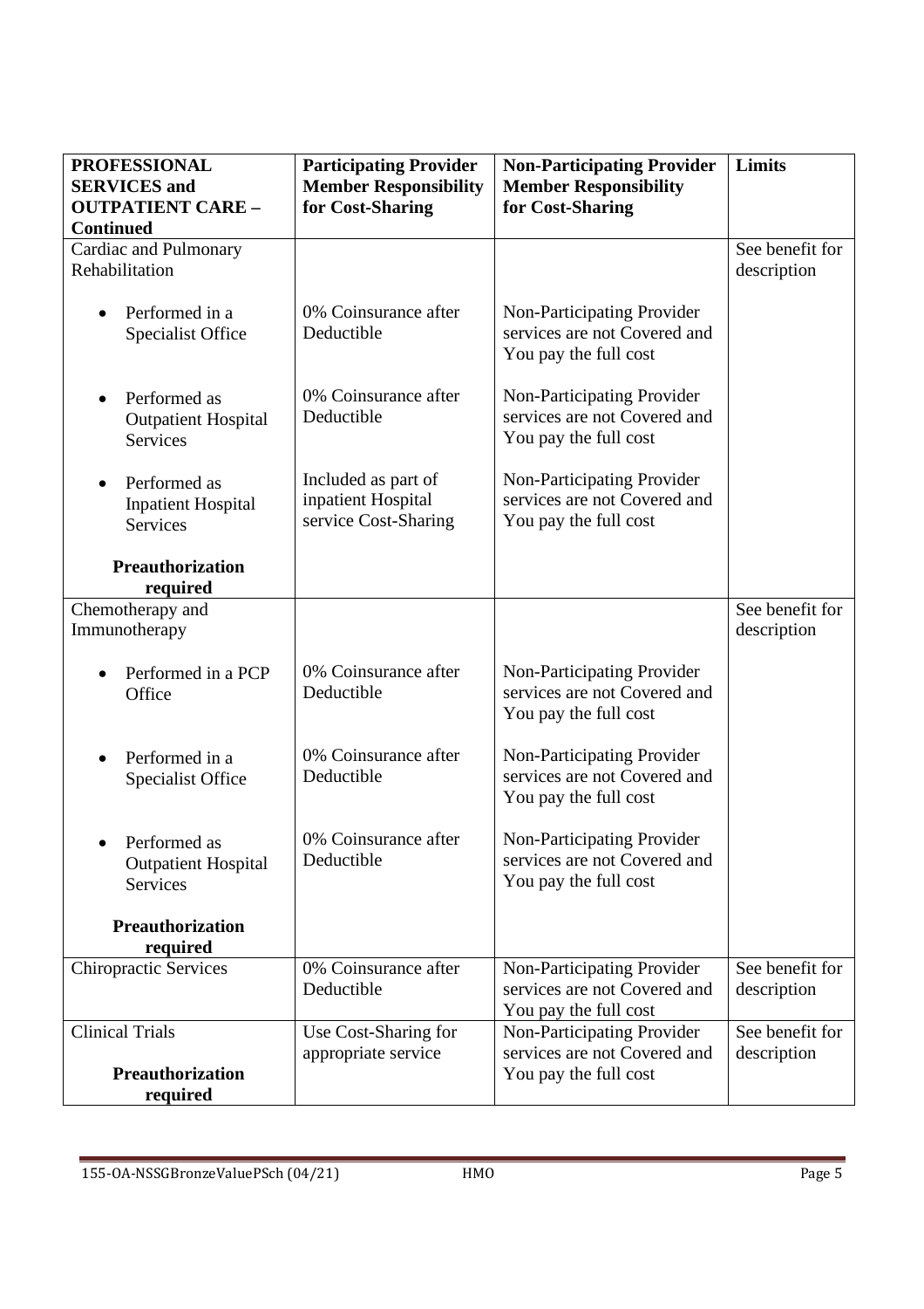| PROFESSIONAL SERVICES and OUTPATIENT CARE – Continued | Participating Provider Member Responsibility for Cost-Sharing | Non-Participating Provider Member Responsibility for Cost-Sharing | Limits |
|---|---|---|---|
| Cardiac and Pulmonary Rehabilitation | | | See benefit for description |
| • Performed in a Specialist Office | 0% Coinsurance after Deductible | Non-Participating Provider services are not Covered and You pay the full cost | |
| • Performed as Outpatient Hospital Services | 0% Coinsurance after Deductible | Non-Participating Provider services are not Covered and You pay the full cost | |
| • Performed as Inpatient Hospital Services | Included as part of inpatient Hospital service Cost-Sharing | Non-Participating Provider services are not Covered and You pay the full cost | |
| **Preauthorization required** | | | |
| Chemotherapy and Immunotherapy | | | See benefit for description |
| • Performed in a PCP Office | 0% Coinsurance after Deductible | Non-Participating Provider services are not Covered and You pay the full cost | |
| • Performed in a Specialist Office | 0% Coinsurance after Deductible | Non-Participating Provider services are not Covered and You pay the full cost | |
| • Performed as Outpatient Hospital Services | 0% Coinsurance after Deductible | Non-Participating Provider services are not Covered and You pay the full cost | |
| **Preauthorization required** | | | |
| Chiropractic Services | 0% Coinsurance after Deductible | Non-Participating Provider services are not Covered and You pay the full cost | See benefit for description |
| Clinical Trials<br>**Preauthorization required** | Use Cost-Sharing for appropriate service | Non-Participating Provider services are not Covered and You pay the full cost | See benefit for description |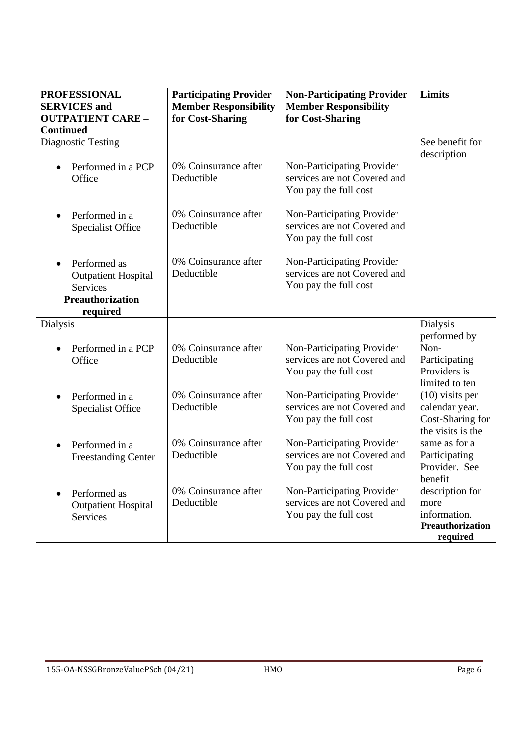| PROFESSIONAL SERVICES and OUTPATIENT CARE – Continued | Participating Provider Member Responsibility for Cost-Sharing | Non-Participating Provider Member Responsibility for Cost-Sharing | Limits |
|---|---|---|---|
| Diagnostic Testing | | | See benefit for description |
| • Performed in a PCP Office | 0% Coinsurance after Deductible | Non-Participating Provider services are not Covered and You pay the full cost | |
| • Performed in a Specialist Office | 0% Coinsurance after Deductible | Non-Participating Provider services are not Covered and You pay the full cost | |
| • Performed as Outpatient Hospital Services **Preauthorization required** | 0% Coinsurance after Deductible | Non-Participating Provider services are not Covered and You pay the full cost | |
| Dialysis | | | Dialysis performed by Non-Participating Providers is limited to ten (10) visits per calendar year. Cost-Sharing for the visits is the same as for a Participating Provider. See benefit description for more information. **Preauthorization required** |
| • Performed in a PCP Office | 0% Coinsurance after Deductible | Non-Participating Provider services are not Covered and You pay the full cost | |
| • Performed in a Specialist Office | 0% Coinsurance after Deductible | Non-Participating Provider services are not Covered and You pay the full cost | |
| • Performed in a Freestanding Center | 0% Coinsurance after Deductible | Non-Participating Provider services are not Covered and You pay the full cost | |
| • Performed as Outpatient Hospital Services | 0% Coinsurance after Deductible | Non-Participating Provider services are not Covered and You pay the full cost | |

155-OA-NSSGBronzeValuePSch (04/21) HMO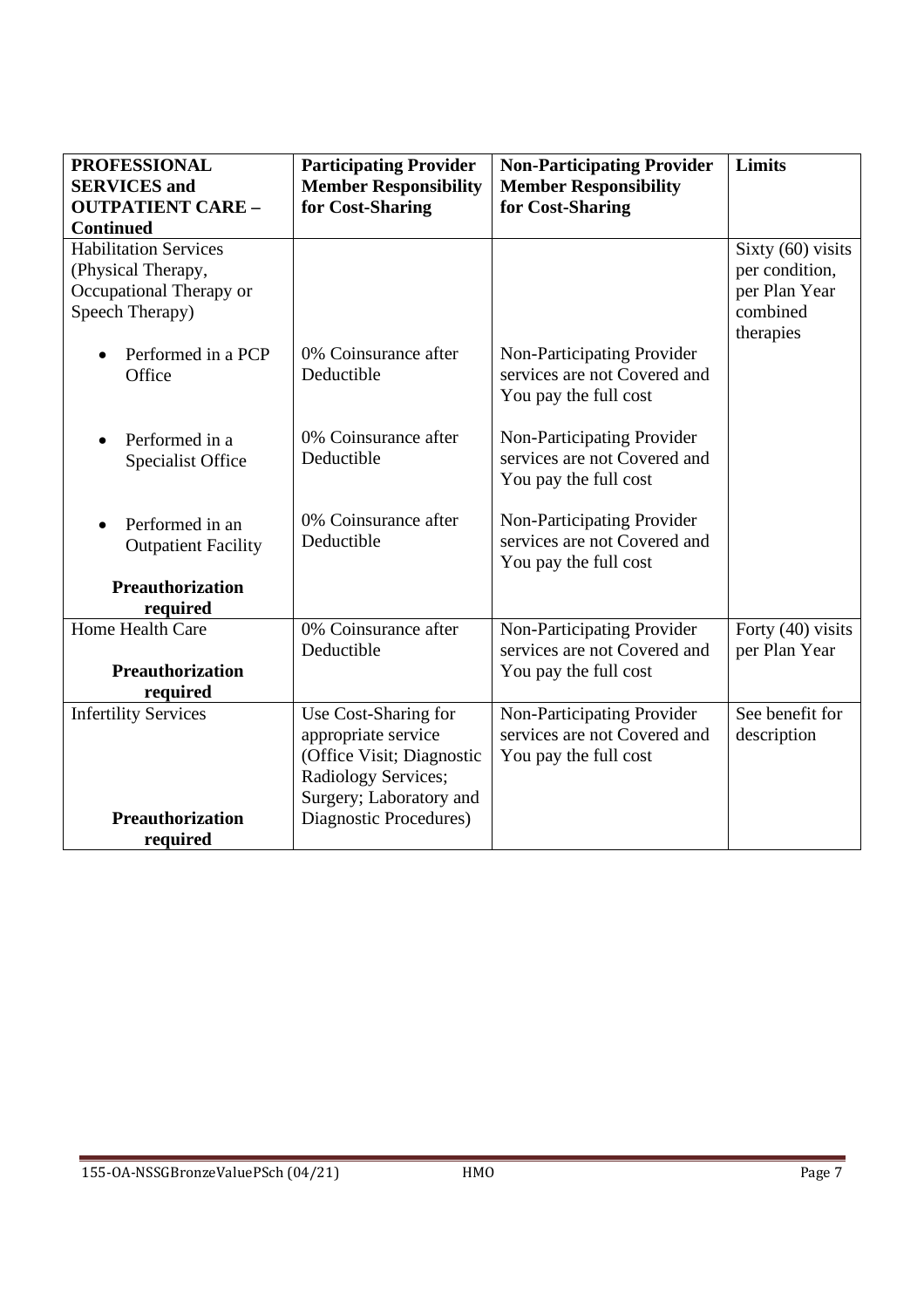| **PROFESSIONAL SERVICES and OUTPATIENT CARE – Continued** | **Participating Provider Member Responsibility for Cost-Sharing** | **Non-Participating Provider Member Responsibility for Cost-Sharing** | **Limits** |
|---|---|---|---|
| Habilitation Services (Physical Therapy, Occupational Therapy or Speech Therapy) | | | Sixty (60) visits per condition, per Plan Year combined therapies |
| • Performed in a PCP Office | 0% Coinsurance after Deductible | Non-Participating Provider services are not Covered and You pay the full cost | |
| • Performed in a Specialist Office | 0% Coinsurance after Deductible | Non-Participating Provider services are not Covered and You pay the full cost | |
| • Performed in an Outpatient Facility<br><br>**Preauthorization required** | 0% Coinsurance after Deductible | Non-Participating Provider services are not Covered and You pay the full cost | |
| Home Health Care<br><br>**Preauthorization required** | 0% Coinsurance after Deductible | Non-Participating Provider services are not Covered and You pay the full cost | Forty (40) visits per Plan Year |
| Infertility Services<br><br>**Preauthorization required** | Use Cost-Sharing for appropriate service (Office Visit; Diagnostic Radiology Services; Surgery; Laboratory and Diagnostic Procedures) | Non-Participating Provider services are not Covered and You pay the full cost | See benefit for description |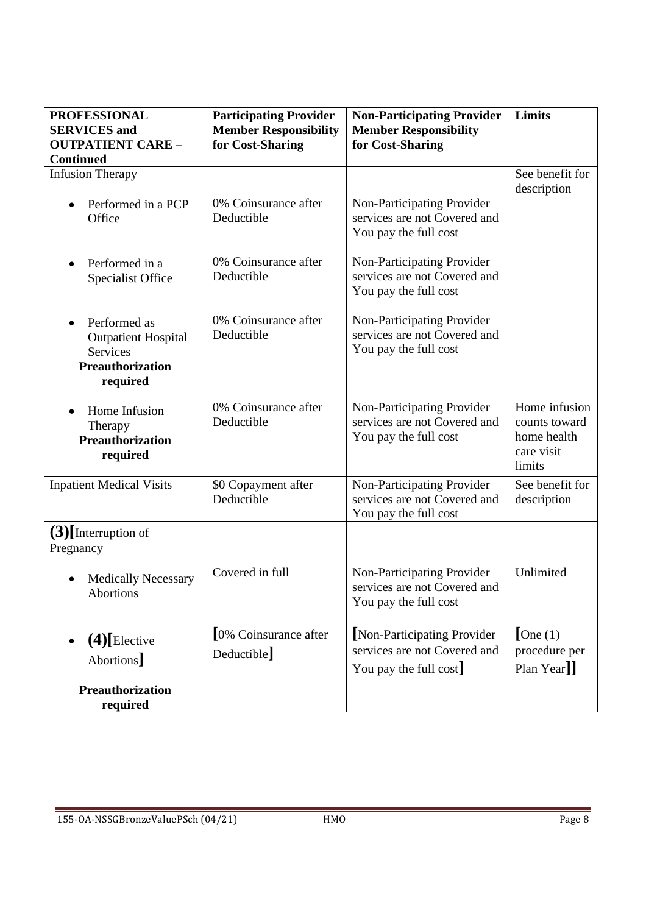| PROFESSIONAL SERVICES and OUTPATIENT CARE – Continued | Participating Provider Member Responsibility for Cost-Sharing | Non-Participating Provider Member Responsibility for Cost-Sharing | Limits |
|---|---|---|---|
| Infusion Therapy | | | See benefit for description |
| • Performed in a PCP Office | 0% Coinsurance after Deductible | Non-Participating Provider services are not Covered and You pay the full cost | |
| • Performed in a Specialist Office | 0% Coinsurance after Deductible | Non-Participating Provider services are not Covered and You pay the full cost | |
| • Performed as Outpatient Hospital Services **Preauthorization required** | 0% Coinsurance after Deductible | Non-Participating Provider services are not Covered and You pay the full cost | |
| • Home Infusion Therapy **Preauthorization required** | 0% Coinsurance after Deductible | Non-Participating Provider services are not Covered and You pay the full cost | Home infusion counts toward home health care visit limits |
| Inpatient Medical Visits | $0 Copayment after Deductible | Non-Participating Provider services are not Covered and You pay the full cost | See benefit for description |
| **(3)[**Interruption of Pregnancy | | | |
| • Medically Necessary Abortions | Covered in full | Non-Participating Provider services are not Covered and You pay the full cost | Unlimited |
| • **(4)[**Elective Abortions**]** **Preauthorization required** | **[**0% Coinsurance after Deductible**]** | **[**Non-Participating Provider services are not Covered and You pay the full cost**]** | **[**One (1) procedure per Plan Year**]]** |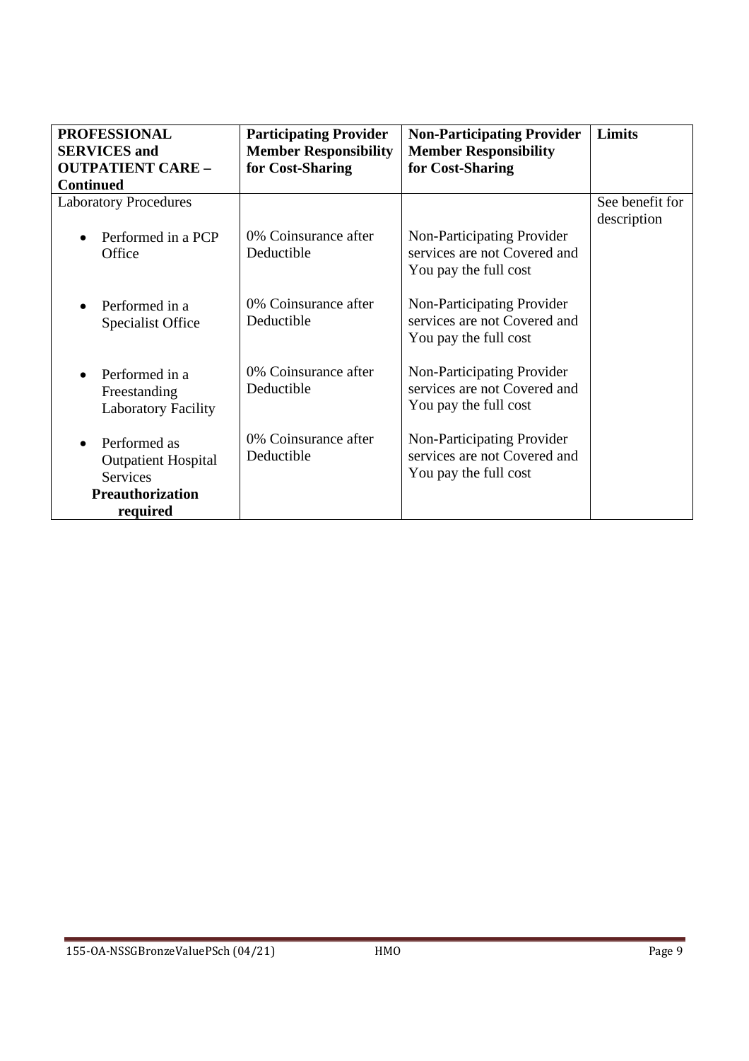| PROFESSIONAL SERVICES and OUTPATIENT CARE – Continued | Participating Provider Member Responsibility for Cost-Sharing | Non-Participating Provider Member Responsibility for Cost-Sharing | Limits |
|---|---|---|---|
| Laboratory Procedures | | | See benefit for description |
| • Performed in a PCP Office | 0% Coinsurance after Deductible | Non-Participating Provider services are not Covered and You pay the full cost | |
| • Performed in a Specialist Office | 0% Coinsurance after Deductible | Non-Participating Provider services are not Covered and You pay the full cost | |
| • Performed in a Freestanding Laboratory Facility | 0% Coinsurance after Deductible | Non-Participating Provider services are not Covered and You pay the full cost | |
| • Performed as Outpatient Hospital Services **Preauthorization required** | 0% Coinsurance after Deductible | Non-Participating Provider services are not Covered and You pay the full cost | |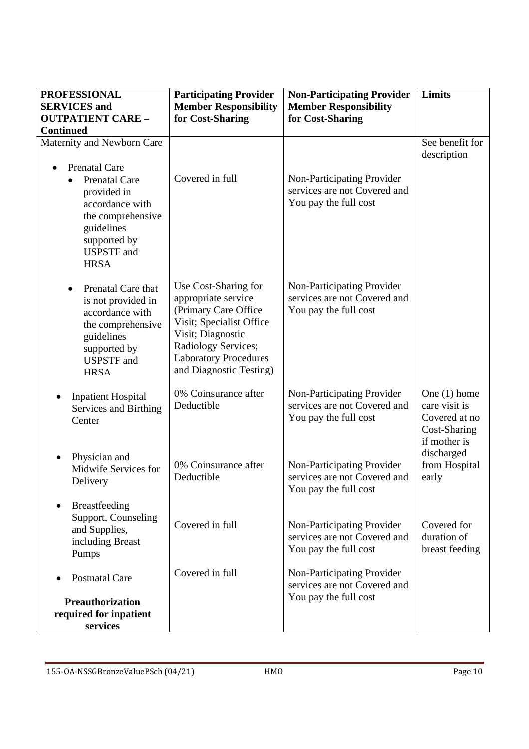| PROFESSIONAL SERVICES and OUTPATIENT CARE – Continued | Participating Provider Member Responsibility for Cost-Sharing | Non-Participating Provider Member Responsibility for Cost-Sharing | Limits |
|---|---|---|---|
| Maternity and Newborn Care | | | See benefit for description |
| • Prenatal Care<br>  ◦ Prenatal Care provided in accordance with the comprehensive guidelines supported by USPSTF and HRSA | Covered in full | Non-Participating Provider services are not Covered and You pay the full cost | |
|   ◦ Prenatal Care that is not provided in accordance with the comprehensive guidelines supported by USPSTF and HRSA | Use Cost-Sharing for appropriate service (Primary Care Office Visit; Specialist Office Visit; Diagnostic Radiology Services; Laboratory Procedures and Diagnostic Testing) | Non-Participating Provider services are not Covered and You pay the full cost | |
| • Inpatient Hospital Services and Birthing Center | 0% Coinsurance after Deductible | Non-Participating Provider services are not Covered and You pay the full cost | One (1) home care visit is Covered at no Cost-Sharing if mother is discharged from Hospital early |
| • Physician and Midwife Services for Delivery | 0% Coinsurance after Deductible | Non-Participating Provider services are not Covered and You pay the full cost | |
| • Breastfeeding Support, Counseling and Supplies, including Breast Pumps | Covered in full | Non-Participating Provider services are not Covered and You pay the full cost | Covered for duration of breast feeding |
| • Postnatal Care<br><br>**Preauthorization required for inpatient services** | Covered in full | Non-Participating Provider services are not Covered and You pay the full cost | |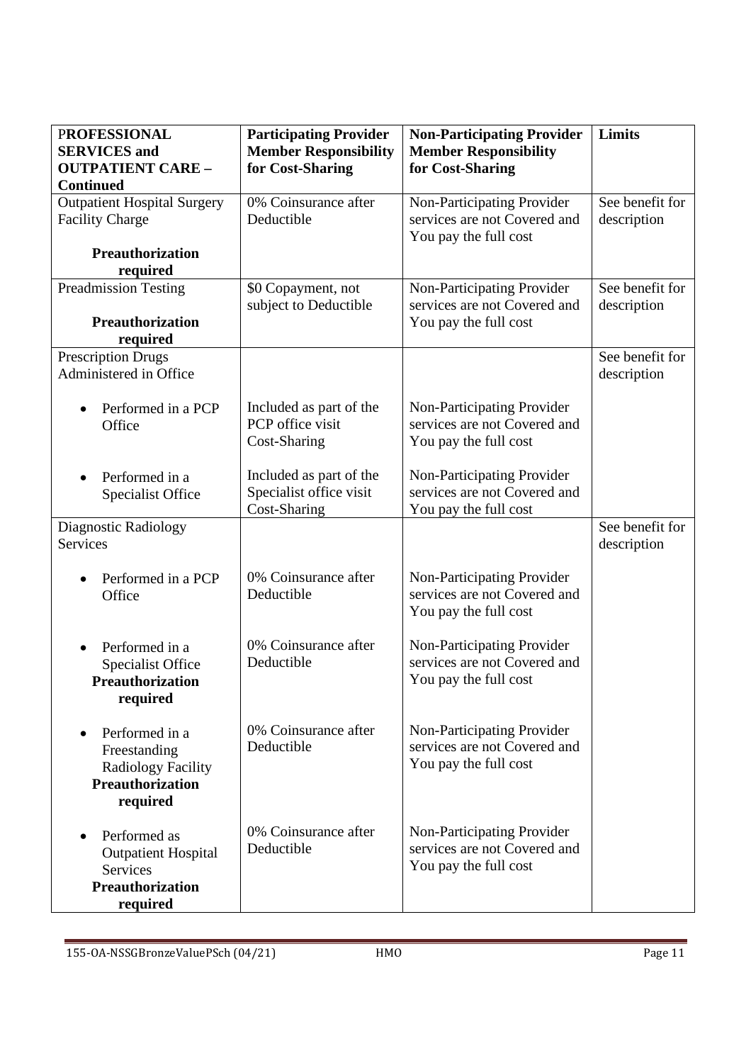| **PROFESSIONAL SERVICES and OUTPATIENT CARE – Continued** | **Participating Provider Member Responsibility for Cost-Sharing** | **Non-Participating Provider Member Responsibility for Cost-Sharing** | **Limits** |
|---|---|---|---|
| Outpatient Hospital Surgery Facility Charge<br><br>**Preauthorization required** | 0% Coinsurance after Deductible | Non-Participating Provider services are not Covered and You pay the full cost | See benefit for description |
| Preadmission Testing<br><br>**Preauthorization required** | $0 Copayment, not subject to Deductible | Non-Participating Provider services are not Covered and You pay the full cost | See benefit for description |
| Prescription Drugs Administered in Office | | | See benefit for description |
| • Performed in a PCP Office | Included as part of the PCP office visit Cost-Sharing | Non-Participating Provider services are not Covered and You pay the full cost | |
| • Performed in a Specialist Office | Included as part of the Specialist office visit Cost-Sharing | Non-Participating Provider services are not Covered and You pay the full cost | |
| Diagnostic Radiology Services | | | See benefit for description |
| • Performed in a PCP Office | 0% Coinsurance after Deductible | Non-Participating Provider services are not Covered and You pay the full cost | |
| • Performed in a Specialist Office<br>**Preauthorization required** | 0% Coinsurance after Deductible | Non-Participating Provider services are not Covered and You pay the full cost | |
| • Performed in a Freestanding Radiology Facility<br>**Preauthorization required** | 0% Coinsurance after Deductible | Non-Participating Provider services are not Covered and You pay the full cost | |
| • Performed as Outpatient Hospital Services<br>**Preauthorization required** | 0% Coinsurance after Deductible | Non-Participating Provider services are not Covered and You pay the full cost | |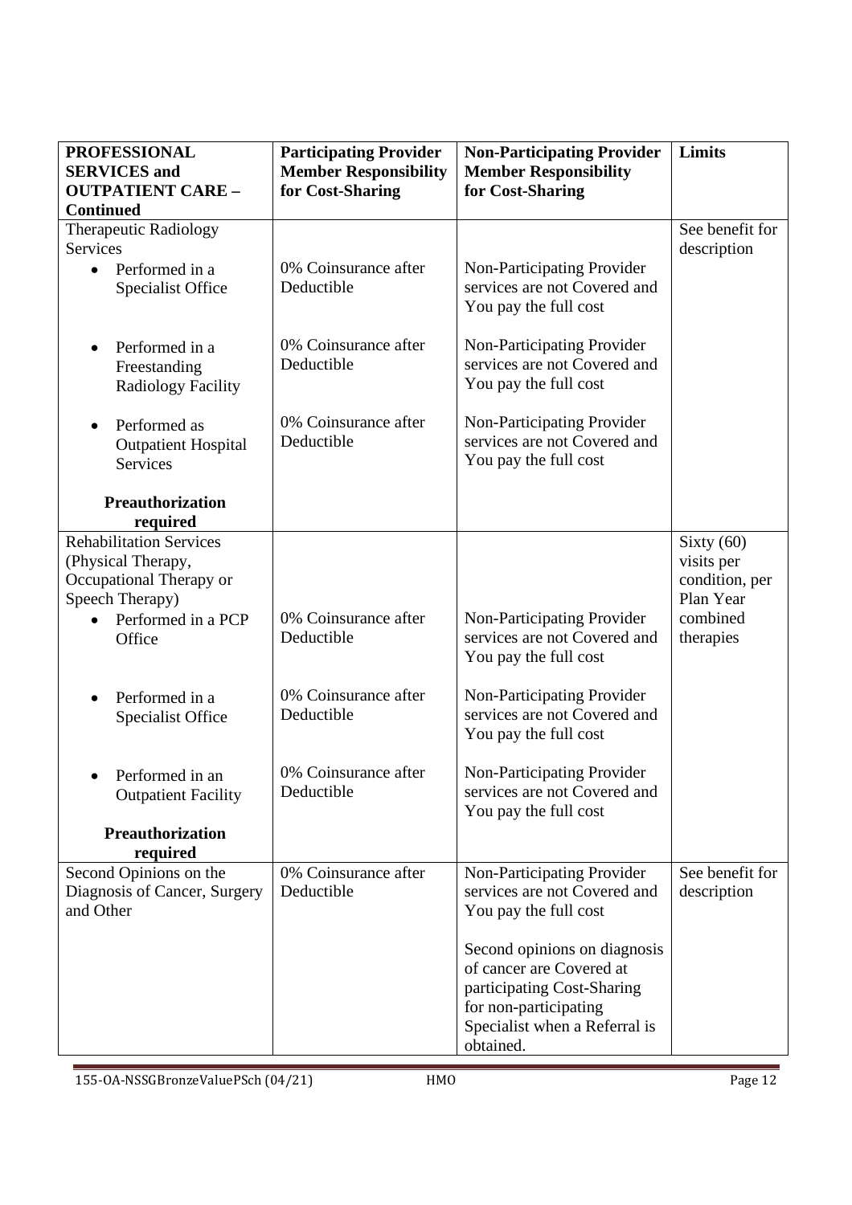| PROFESSIONAL SERVICES and OUTPATIENT CARE – Continued | Participating Provider Member Responsibility for Cost-Sharing | Non-Participating Provider Member Responsibility for Cost-Sharing | Limits |
|---|---|---|---|
| Therapeutic Radiology Services | | | See benefit for description |
| • Performed in a Specialist Office | 0% Coinsurance after Deductible | Non-Participating Provider services are not Covered and You pay the full cost | |
| • Performed in a Freestanding Radiology Facility | 0% Coinsurance after Deductible | Non-Participating Provider services are not Covered and You pay the full cost | |
| • Performed as Outpatient Hospital Services | 0% Coinsurance after Deductible | Non-Participating Provider services are not Covered and You pay the full cost | |
| **Preauthorization required** | | | |
| Rehabilitation Services (Physical Therapy, Occupational Therapy or Speech Therapy) | | | Sixty (60) visits per condition, per Plan Year combined therapies |
| • Performed in a PCP Office | 0% Coinsurance after Deductible | Non-Participating Provider services are not Covered and You pay the full cost | |
| • Performed in a Specialist Office | 0% Coinsurance after Deductible | Non-Participating Provider services are not Covered and You pay the full cost | |
| • Performed in an Outpatient Facility | 0% Coinsurance after Deductible | Non-Participating Provider services are not Covered and You pay the full cost | |
| **Preauthorization required** | | | |
| Second Opinions on the Diagnosis of Cancer, Surgery and Other | 0% Coinsurance after Deductible | Non-Participating Provider services are not Covered and You pay the full cost<br><br>Second opinions on diagnosis of cancer are Covered at participating Cost-Sharing for non-participating Specialist when a Referral is obtained. | See benefit for description |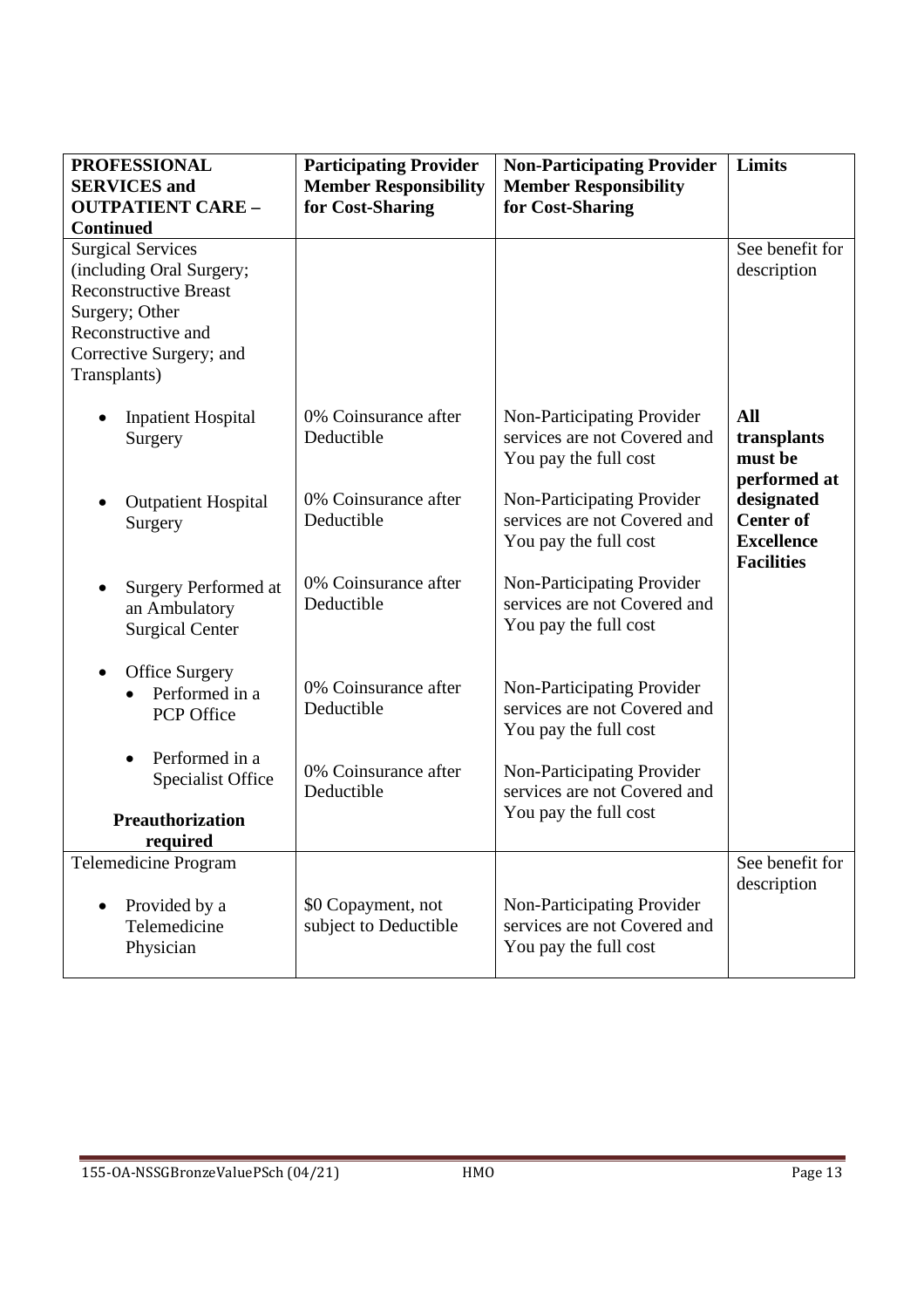| PROFESSIONAL SERVICES and OUTPATIENT CARE – Continued | Participating Provider Member Responsibility for Cost-Sharing | Non-Participating Provider Member Responsibility for Cost-Sharing | Limits |
|---|---|---|---|
| Surgical Services (including Oral Surgery; Reconstructive Breast Surgery; Other Reconstructive and Corrective Surgery; and Transplants) | | | See benefit for description |
| • Inpatient Hospital Surgery | 0% Coinsurance after Deductible | Non-Participating Provider services are not Covered and You pay the full cost | **All transplants must be performed at designated Center of Excellence Facilities** |
| • Outpatient Hospital Surgery | 0% Coinsurance after Deductible | Non-Participating Provider services are not Covered and You pay the full cost | |
| • Surgery Performed at an Ambulatory Surgical Center | 0% Coinsurance after Deductible | Non-Participating Provider services are not Covered and You pay the full cost | |
| • Office Surgery | | | |
| &nbsp;&nbsp;• Performed in a PCP Office | 0% Coinsurance after Deductible | Non-Participating Provider services are not Covered and You pay the full cost | |
| &nbsp;&nbsp;• Performed in a Specialist Office | 0% Coinsurance after Deductible | Non-Participating Provider services are not Covered and You pay the full cost | |
| **Preauthorization required** | | | |
| Telemedicine Program | | | See benefit for description |
| • Provided by a Telemedicine Physician | \$0 Copayment, not subject to Deductible | Non-Participating Provider services are not Covered and You pay the full cost | |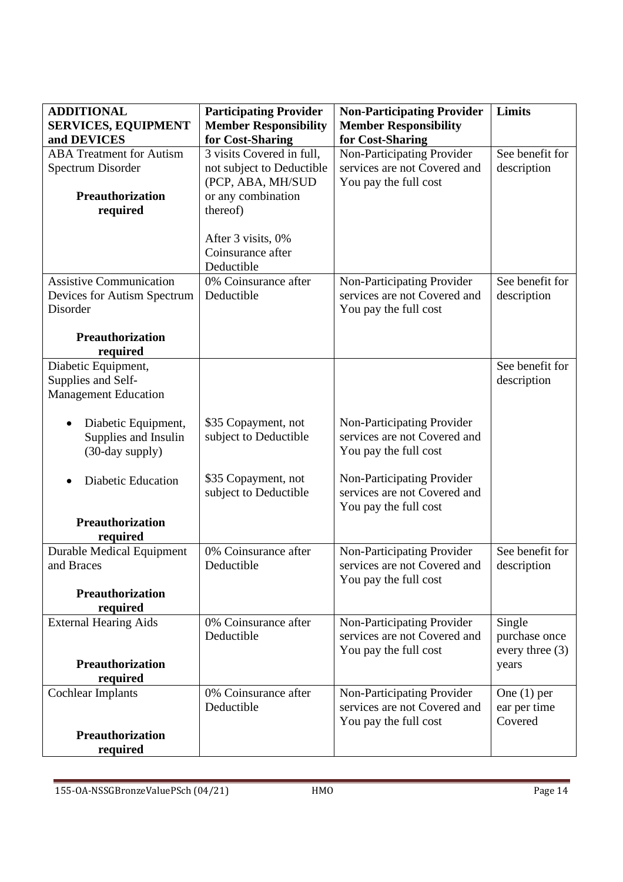| ADDITIONAL SERVICES, EQUIPMENT and DEVICES | Participating Provider Member Responsibility for Cost-Sharing | Non-Participating Provider Member Responsibility for Cost-Sharing | Limits |
|---|---|---|---|
| ABA Treatment for Autism Spectrum Disorder<br><br>**Preauthorization required** | 3 visits Covered in full, not subject to Deductible (PCP, ABA, MH/SUD or any combination thereof)<br><br>After 3 visits, 0% Coinsurance after Deductible | Non-Participating Provider services are not Covered and You pay the full cost | See benefit for description |
| Assistive Communication Devices for Autism Spectrum Disorder<br><br>**Preauthorization required** | 0% Coinsurance after Deductible | Non-Participating Provider services are not Covered and You pay the full cost | See benefit for description |
| Diabetic Equipment, Supplies and Self-Management Education | | | See benefit for description |
| • Diabetic Equipment, Supplies and Insulin (30-day supply) | $35 Copayment, not subject to Deductible | Non-Participating Provider services are not Covered and You pay the full cost | |
| • Diabetic Education<br><br>**Preauthorization required** | $35 Copayment, not subject to Deductible | Non-Participating Provider services are not Covered and You pay the full cost | |
| Durable Medical Equipment and Braces<br><br>**Preauthorization required** | 0% Coinsurance after Deductible | Non-Participating Provider services are not Covered and You pay the full cost | See benefit for description |
| External Hearing Aids<br><br>**Preauthorization required** | 0% Coinsurance after Deductible | Non-Participating Provider services are not Covered and You pay the full cost | Single purchase once every three (3) years |
| Cochlear Implants<br><br>**Preauthorization required** | 0% Coinsurance after Deductible | Non-Participating Provider services are not Covered and You pay the full cost | One (1) per ear per time Covered |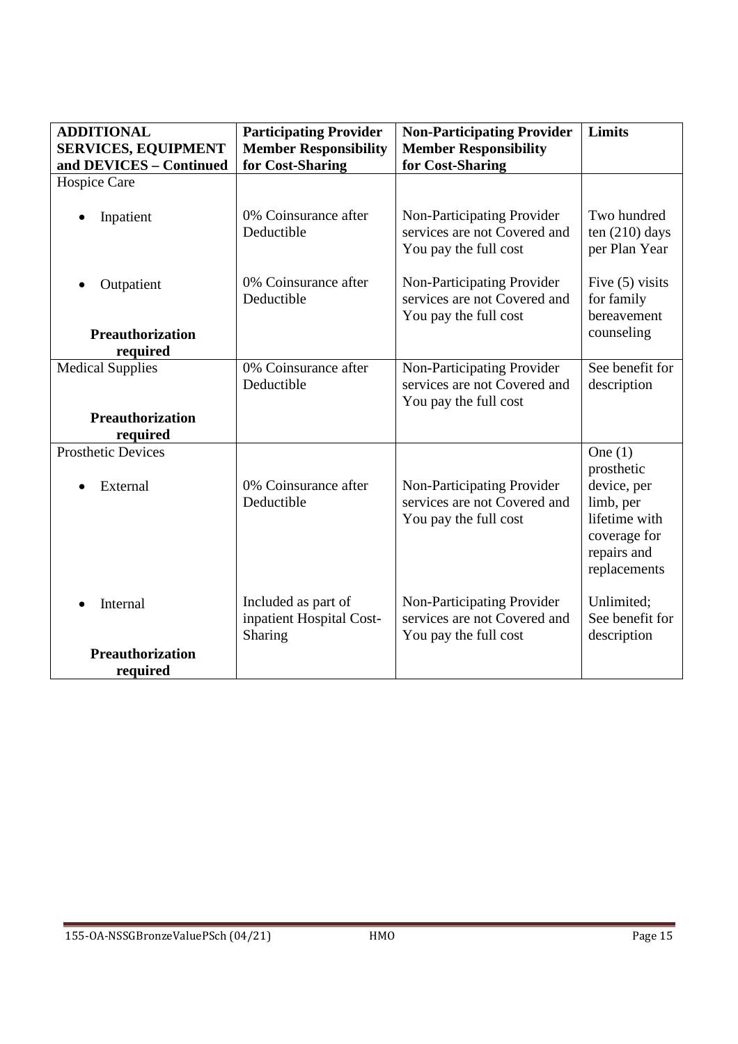| ADDITIONAL SERVICES, EQUIPMENT and DEVICES – Continued | Participating Provider Member Responsibility for Cost-Sharing | Non-Participating Provider Member Responsibility for Cost-Sharing | Limits |
|---|---|---|---|
| Hospice Care | | | |
| • Inpatient | 0% Coinsurance after Deductible | Non-Participating Provider services are not Covered and You pay the full cost | Two hundred ten (210) days per Plan Year |
| • Outpatient<br><br>**Preauthorization required** | 0% Coinsurance after Deductible | Non-Participating Provider services are not Covered and You pay the full cost | Five (5) visits for family bereavement counseling |
| Medical Supplies<br><br>**Preauthorization required** | 0% Coinsurance after Deductible | Non-Participating Provider services are not Covered and You pay the full cost | See benefit for description |
| Prosthetic Devices | | | |
| • External | 0% Coinsurance after Deductible | Non-Participating Provider services are not Covered and You pay the full cost | One (1) prosthetic device, per limb, per lifetime with coverage for repairs and replacements |
| • Internal<br><br>**Preauthorization required** | Included as part of inpatient Hospital Cost-Sharing | Non-Participating Provider services are not Covered and You pay the full cost | Unlimited; See benefit for description |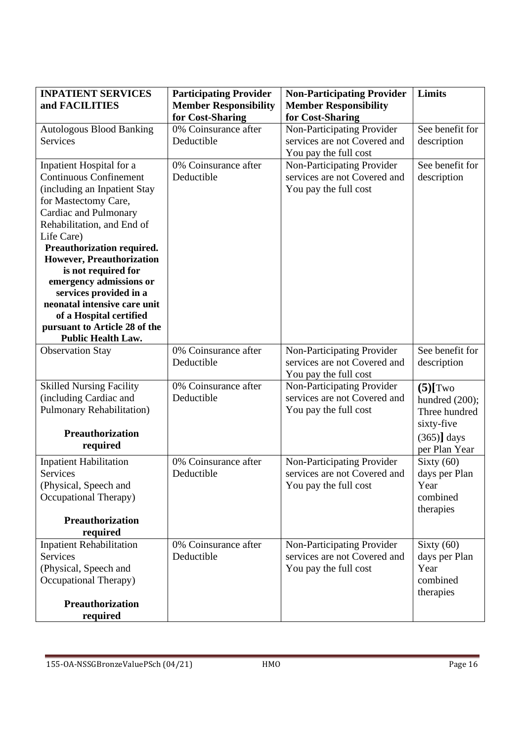| INPATIENT SERVICES and FACILITIES | Participating Provider Member Responsibility for Cost-Sharing | Non-Participating Provider Member Responsibility for Cost-Sharing | Limits |
|---|---|---|---|
| Autologous Blood Banking Services | 0% Coinsurance after Deductible | Non-Participating Provider services are not Covered and You pay the full cost | See benefit for description |
| Inpatient Hospital for a Continuous Confinement (including an Inpatient Stay for Mastectomy Care, Cardiac and Pulmonary Rehabilitation, and End of Life Care) **Preauthorization required. However, Preauthorization is not required for emergency admissions or services provided in a neonatal intensive care unit of a Hospital certified pursuant to Article 28 of the Public Health Law.** | 0% Coinsurance after Deductible | Non-Participating Provider services are not Covered and You pay the full cost | See benefit for description |
| Observation Stay | 0% Coinsurance after Deductible | Non-Participating Provider services are not Covered and You pay the full cost | See benefit for description |
| Skilled Nursing Facility (including Cardiac and Pulmonary Rehabilitation) **Preauthorization required** | 0% Coinsurance after Deductible | Non-Participating Provider services are not Covered and You pay the full cost | **(5)[**Two hundred (200); Three hundred sixty-five (365)**]** days per Plan Year |
| Inpatient Habilitation Services (Physical, Speech and Occupational Therapy) **Preauthorization required** | 0% Coinsurance after Deductible | Non-Participating Provider services are not Covered and You pay the full cost | Sixty (60) days per Plan Year combined therapies |
| Inpatient Rehabilitation Services (Physical, Speech and Occupational Therapy) **Preauthorization required** | 0% Coinsurance after Deductible | Non-Participating Provider services are not Covered and You pay the full cost | Sixty (60) days per Plan Year combined therapies |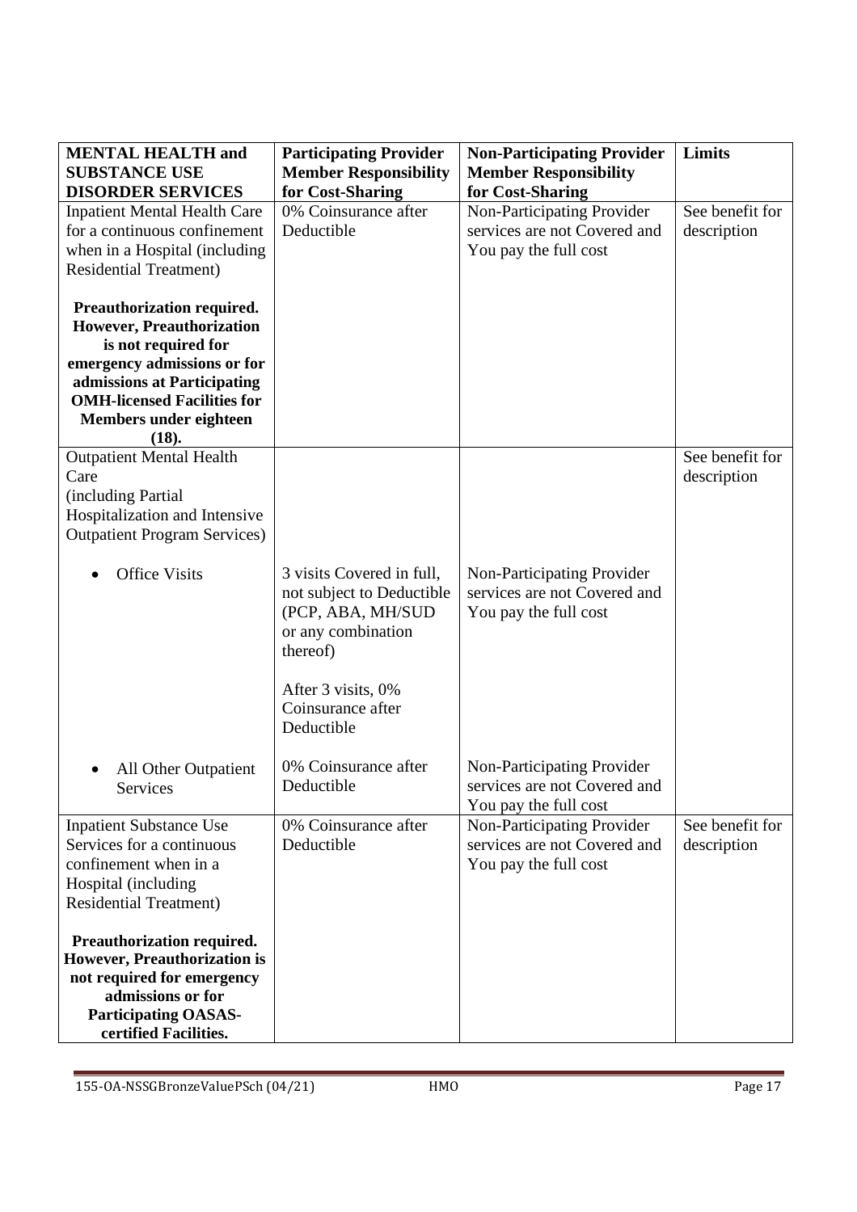| **MENTAL HEALTH and SUBSTANCE USE DISORDER SERVICES** | **Participating Provider Member Responsibility for Cost-Sharing** | **Non-Participating Provider Member Responsibility for Cost-Sharing** | **Limits** |
|---|---|---|---|
| Inpatient Mental Health Care for a continuous confinement when in a Hospital (including Residential Treatment)<br><br>**Preauthorization required. However, Preauthorization is not required for emergency admissions or for admissions at Participating OMH-licensed Facilities for Members under eighteen (18).** | 0% Coinsurance after Deductible | Non-Participating Provider services are not Covered and You pay the full cost | See benefit for description |
| Outpatient Mental Health Care (including Partial Hospitalization and Intensive Outpatient Program Services) | | | See benefit for description |
| • Office Visits | 3 visits Covered in full, not subject to Deductible (PCP, ABA, MH/SUD or any combination thereof)<br><br>After 3 visits, 0% Coinsurance after Deductible | Non-Participating Provider services are not Covered and You pay the full cost | |
| • All Other Outpatient Services | 0% Coinsurance after Deductible | Non-Participating Provider services are not Covered and You pay the full cost | |
| Inpatient Substance Use Services for a continuous confinement when in a Hospital (including Residential Treatment)<br><br>**Preauthorization required. However, Preauthorization is not required for emergency admissions or for Participating OASAS-certified Facilities.** | 0% Coinsurance after Deductible | Non-Participating Provider services are not Covered and You pay the full cost | See benefit for description |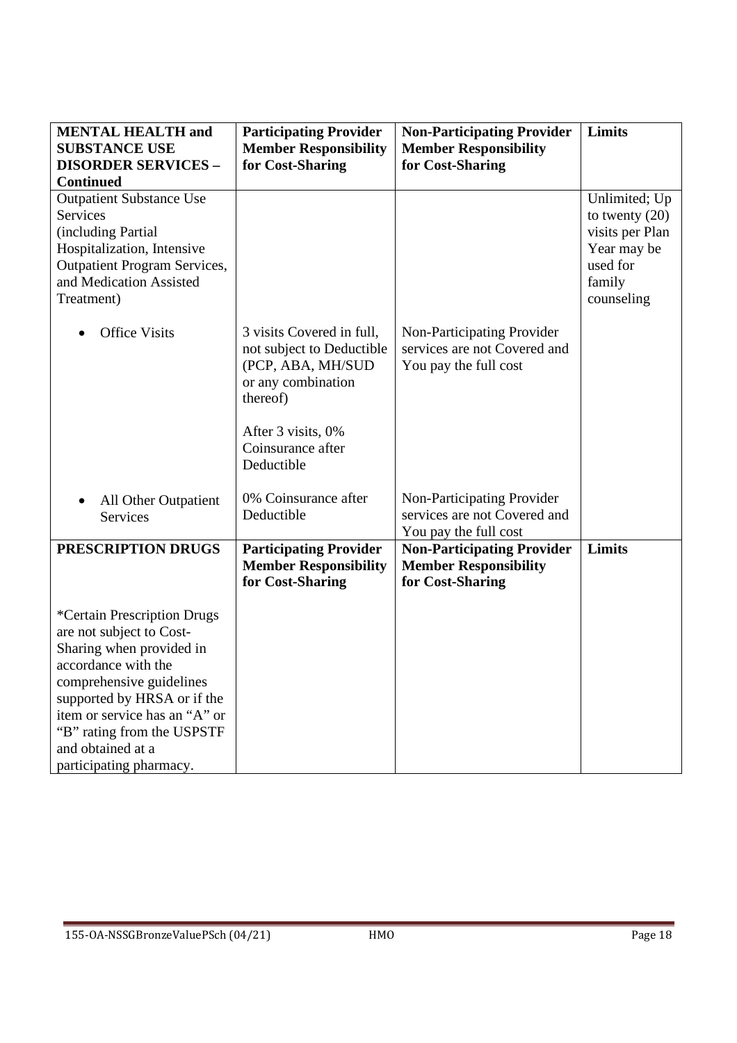| **MENTAL HEALTH and SUBSTANCE USE DISORDER SERVICES – Continued** | **Participating Provider Member Responsibility for Cost-Sharing** | **Non-Participating Provider Member Responsibility for Cost-Sharing** | **Limits** |
|---|---|---|---|
| Outpatient Substance Use Services (including Partial Hospitalization, Intensive Outpatient Program Services, and Medication Assisted Treatment) | | | Unlimited; Up to twenty (20) visits per Plan Year may be used for family counseling |
| • Office Visits | 3 visits Covered in full, not subject to Deductible (PCP, ABA, MH/SUD or any combination thereof)<br><br>After 3 visits, 0% Coinsurance after Deductible | Non-Participating Provider services are not Covered and You pay the full cost | |
| • All Other Outpatient Services | 0% Coinsurance after Deductible | Non-Participating Provider services are not Covered and You pay the full cost | |
| **PRESCRIPTION DRUGS** | **Participating Provider Member Responsibility for Cost-Sharing** | **Non-Participating Provider Member Responsibility for Cost-Sharing** | **Limits** |
| *Certain Prescription Drugs are not subject to Cost-Sharing when provided in accordance with the comprehensive guidelines supported by HRSA or if the item or service has an "A" or "B" rating from the USPSTF and obtained at a participating pharmacy. | | | |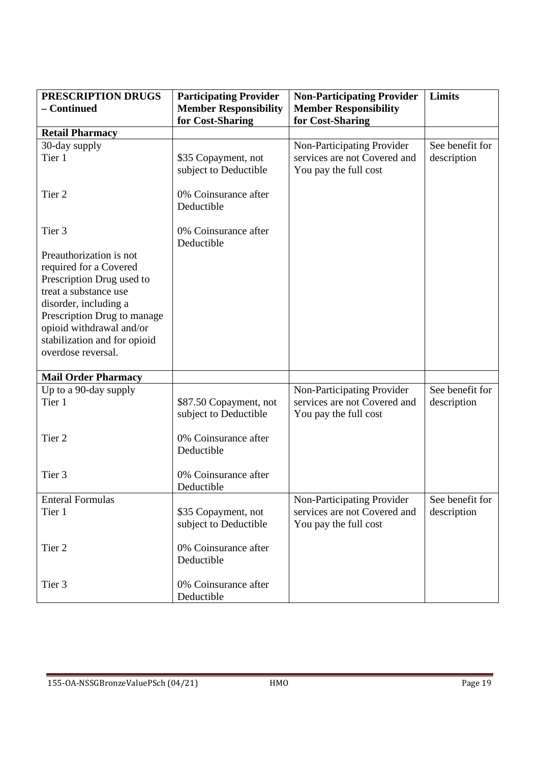| PRESCRIPTION DRUGS – Continued | Participating Provider Member Responsibility for Cost-Sharing | Non-Participating Provider Member Responsibility for Cost-Sharing | Limits |
|---|---|---|---|
| **Retail Pharmacy** | | | |
| 30-day supply<br>Tier 1<br><br>Tier 2<br><br>Tier 3<br><br>Preauthorization is not required for a Covered Prescription Drug used to treat a substance use disorder, including a Prescription Drug to manage opioid withdrawal and/or stabilization and for opioid overdose reversal. | <br>$35 Copayment, not subject to Deductible<br><br>0% Coinsurance after Deductible<br><br>0% Coinsurance after Deductible | Non-Participating Provider services are not Covered and You pay the full cost | See benefit for description |
| **Mail Order Pharmacy** | | | |
| Up to a 90-day supply<br>Tier 1<br><br>Tier 2<br><br>Tier 3 | <br>$87.50 Copayment, not subject to Deductible<br><br>0% Coinsurance after Deductible<br><br>0% Coinsurance after Deductible | Non-Participating Provider services are not Covered and You pay the full cost | See benefit for description |
| Enteral Formulas<br>Tier 1<br><br>Tier 2<br><br>Tier 3 | <br>$35 Copayment, not subject to Deductible<br><br>0% Coinsurance after Deductible<br><br>0% Coinsurance after Deductible | Non-Participating Provider services are not Covered and You pay the full cost | See benefit for description |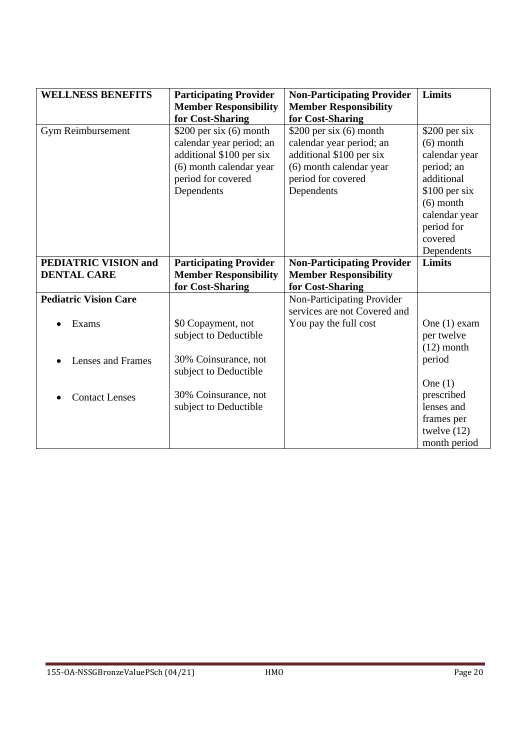| WELLNESS BENEFITS | Participating Provider Member Responsibility for Cost-Sharing | Non-Participating Provider Member Responsibility for Cost-Sharing | Limits |
|---|---|---|---|
| Gym Reimbursement | $200 per six (6) month calendar year period; an additional $100 per six (6) month calendar year period for covered Dependents | $200 per six (6) month calendar year period; an additional $100 per six (6) month calendar year period for covered Dependents | $200 per six (6) month calendar year period; an additional $100 per six (6) month calendar year period for covered Dependents |
| **PEDIATRIC VISION and DENTAL CARE** | **Participating Provider Member Responsibility for Cost-Sharing** | **Non-Participating Provider Member Responsibility for Cost-Sharing** | **Limits** |
| **Pediatric Vision Care** | | Non-Participating Provider services are not Covered and You pay the full cost | |
| • Exams | $0 Copayment, not subject to Deductible | | One (1) exam per twelve (12) month period |
| • Lenses and Frames | 30% Coinsurance, not subject to Deductible | | One (1) prescribed lenses and frames per twelve (12) month period |
| • Contact Lenses | 30% Coinsurance, not subject to Deductible | | |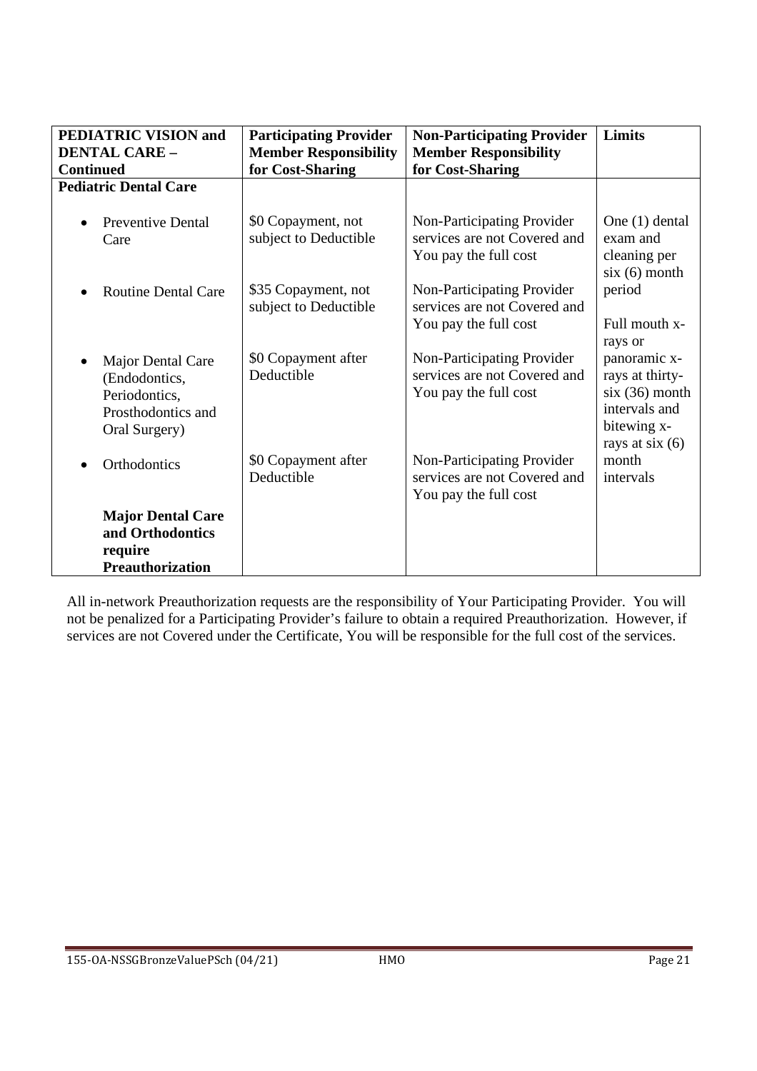| PEDIATRIC VISION and DENTAL CARE – Continued | Participating Provider Member Responsibility for Cost-Sharing | Non-Participating Provider Member Responsibility for Cost-Sharing | Limits |
|---|---|---|---|
| **Pediatric Dental Care** | | | |
| • Preventive Dental Care | $0 Copayment, not subject to Deductible | Non-Participating Provider services are not Covered and You pay the full cost | One (1) dental exam and cleaning per six (6) month period |
| • Routine Dental Care | $35 Copayment, not subject to Deductible | Non-Participating Provider services are not Covered and You pay the full cost | Full mouth x-rays or panoramic x-rays at thirty-six (36) month intervals and bitewing x-rays at six (6) month intervals |
| • Major Dental Care (Endodontics, Periodontics, Prosthodontics and Oral Surgery) | $0 Copayment after Deductible | Non-Participating Provider services are not Covered and You pay the full cost | |
| • Orthodontics | $0 Copayment after Deductible | Non-Participating Provider services are not Covered and You pay the full cost | |
| **Major Dental Care and Orthodontics require Preauthorization** | | | |

All in-network Preauthorization requests are the responsibility of Your Participating Provider. You will not be penalized for a Participating Provider's failure to obtain a required Preauthorization. However, if services are not Covered under the Certificate, You will be responsible for the full cost of the services.